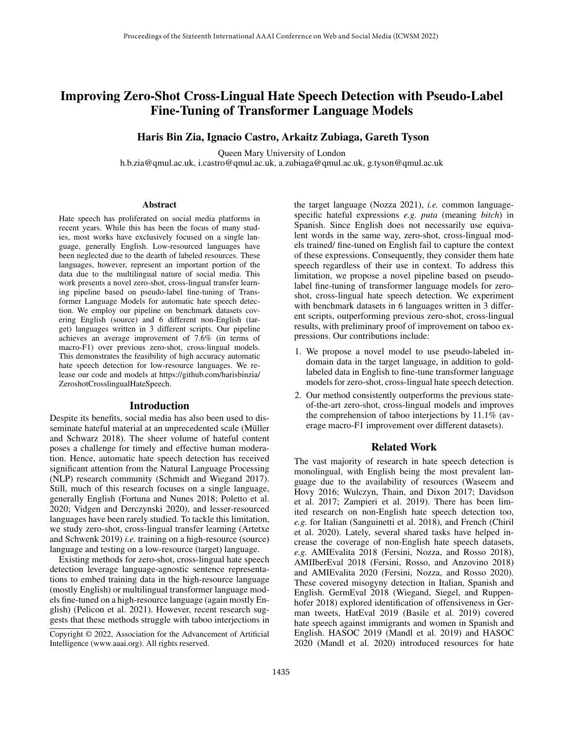# Improving Zero-Shot Cross-Lingual Hate Speech Detection with Pseudo-Label Fine-Tuning of Transformer Language Models

**Haris Bin Zia, Ignacio Castro, Arkaitz Zubiaga, Gareth Tyson**

Queen Mary University of London
h.b.zia@qmul.ac.uk, i.castro@qmul.ac.uk, a.zubiaga@qmul.ac.uk, g.tyson@qmul.ac.uk

## Abstract

Hate speech has proliferated on social media platforms in recent years. While this has been the focus of many studies, most works have exclusively focused on a single language, generally English. Low-resourced languages have been neglected due to the dearth of labeled resources. These languages, however, represent an important portion of the data due to the multilingual nature of social media. This work presents a novel zero-shot, cross-lingual transfer learning pipeline based on pseudo-label fine-tuning of Transformer Language Models for automatic hate speech detection. We employ our pipeline on benchmark datasets covering English (source) and 6 different non-English (target) languages written in 3 different scripts. Our pipeline achieves an average improvement of 7.6% (in terms of macro-F1) over previous zero-shot, cross-lingual models. This demonstrates the feasibility of high accuracy automatic hate speech detection for low-resource languages. We release our code and models at https://github.com/harisbinzia/ZeroshotCrosslingualHateSpeech.

## Introduction

Despite its benefits, social media has also been used to disseminate hateful material at an unprecedented scale (Müller and Schwarz 2018). The sheer volume of hateful content poses a challenge for timely and effective human moderation. Hence, automatic hate speech detection has received significant attention from the Natural Language Processing (NLP) research community (Schmidt and Wiegand 2017). Still, much of this research focuses on a single language, generally English (Fortuna and Nunes 2018; Poletto et al. 2020; Vidgen and Derczynski 2020), and lesser-resourced languages have been rarely studied. To tackle this limitation, we study zero-shot, cross-lingual transfer learning (Artetxe and Schwenk 2019) *i.e.* training on a high-resource (source) language and testing on a low-resource (target) language.

Existing methods for zero-shot, cross-lingual hate speech detection leverage language-agnostic sentence representations to embed training data in the high-resource language (mostly English) or multilingual transformer language models fine-tuned on a high-resource language (again mostly English) (Pelicon et al. 2021). However, recent research suggests that these methods struggle with taboo interjections in the target language (Nozza 2021), *i.e.* common language-specific hateful expressions *e.g. puta* (meaning *bitch*) in Spanish. Since English does not necessarily use equivalent words in the same way, zero-shot, cross-lingual models trained/ fine-tuned on English fail to capture the context of these expressions. Consequently, they consider them hate speech regardless of their use in context. To address this limitation, we propose a novel pipeline based on pseudo-label fine-tuning of transformer language models for zero-shot, cross-lingual hate speech detection. We experiment with benchmark datasets in 6 languages written in 3 different scripts, outperforming previous zero-shot, cross-lingual results, with preliminary proof of improvement on taboo expressions. Our contributions include:

1. We propose a novel model to use pseudo-labeled in-domain data in the target language, in addition to gold-labeled data in English to fine-tune transformer language models for zero-shot, cross-lingual hate speech detection.
2. Our method consistently outperforms the previous state-of-the-art zero-shot, cross-lingual models and improves the comprehension of taboo interjections by 11.1% (average macro-F1 improvement over different datasets).

## Related Work

The vast majority of research in hate speech detection is monolingual, with English being the most prevalent language due to the availability of resources (Waseem and Hovy 2016; Wulczyn, Thain, and Dixon 2017; Davidson et al. 2017; Zampieri et al. 2019). There has been limited research on non-English hate speech detection too, *e.g.* for Italian (Sanguinetti et al. 2018), and French (Chiril et al. 2020). Lately, several shared tasks have helped increase the coverage of non-English hate speech datasets, *e.g.* AMIEvalita 2018 (Fersini, Nozza, and Rosso 2018), AMIIberEval 2018 (Fersini, Rosso, and Anzovino 2018) and AMIEvalita 2020 (Fersini, Nozza, and Rosso 2020). These covered misogyny detection in Italian, Spanish and English. GermEval 2018 (Wiegand, Siegel, and Ruppenhofer 2018) explored identification of offensiveness in German tweets, HatEval 2019 (Basile et al. 2019) covered hate speech against immigrants and women in Spanish and English. HASOC 2019 (Mandl et al. 2019) and HASOC 2020 (Mandl et al. 2020) introduced resources for hate

Copyright © 2022, Association for the Advancement of Artificial Intelligence (www.aaai.org). All rights reserved.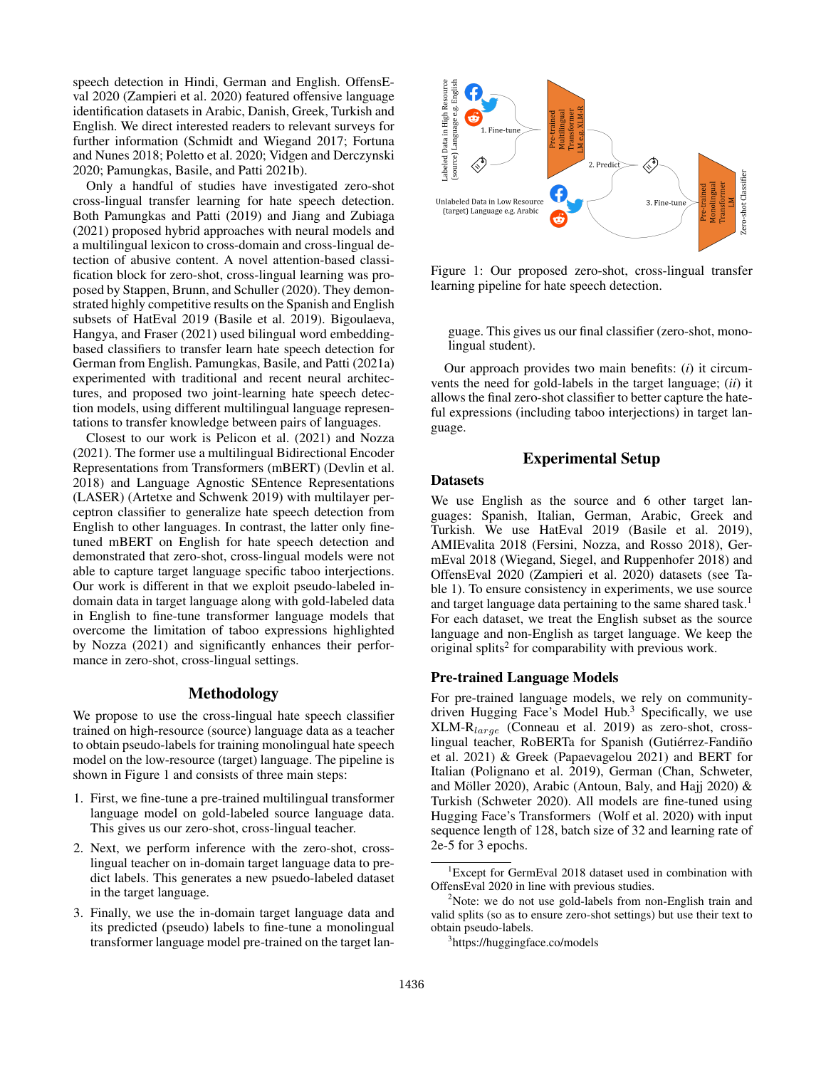speech detection in Hindi, German and English. OffensEval 2020 (Zampieri et al. 2020) featured offensive language identification datasets in Arabic, Danish, Greek, Turkish and English. We direct interested readers to relevant surveys for further information (Schmidt and Wiegand 2017; Fortuna and Nunes 2018; Poletto et al. 2020; Vidgen and Derczynski 2020; Pamungkas, Basile, and Patti 2021b).

Only a handful of studies have investigated zero-shot cross-lingual transfer learning for hate speech detection. Both Pamungkas and Patti (2019) and Jiang and Zubiaga (2021) proposed hybrid approaches with neural models and a multilingual lexicon to cross-domain and cross-lingual detection of abusive content. A novel attention-based classification block for zero-shot, cross-lingual learning was proposed by Stappen, Brunn, and Schuller (2020). They demonstrated highly competitive results on the Spanish and English subsets of HatEval 2019 (Basile et al. 2019). Bigoulaeva, Hangya, and Fraser (2021) used bilingual word embedding-based classifiers to transfer learn hate speech detection for German from English. Pamungkas, Basile, and Patti (2021a) experimented with traditional and recent neural architectures, and proposed two joint-learning hate speech detection models, using different multilingual language representations to transfer knowledge between pairs of languages.

Closest to our work is Pelicon et al. (2021) and Nozza (2021). The former use a multilingual Bidirectional Encoder Representations from Transformers (mBERT) (Devlin et al. 2018) and Language Agnostic SEntence Representations (LASER) (Artetxe and Schwenk 2019) with multilayer perceptron classifier to generalize hate speech detection from English to other languages. In contrast, the latter only fine-tuned mBERT on English for hate speech detection and demonstrated that zero-shot, cross-lingual models were not able to capture target language specific taboo interjections. Our work is different in that we exploit pseudo-labeled in-domain data in target language along with gold-labeled data in English to fine-tune transformer language models that overcome the limitation of taboo expressions highlighted by Nozza (2021) and significantly enhances their performance in zero-shot, cross-lingual settings.

## Methodology

We propose to use the cross-lingual hate speech classifier trained on high-resource (source) language data as a teacher to obtain pseudo-labels for training monolingual hate speech model on the low-resource (target) language. The pipeline is shown in Figure 1 and consists of three main steps:

1. First, we fine-tune a pre-trained multilingual transformer language model on gold-labeled source language data. This gives us our zero-shot, cross-lingual teacher.
2. Next, we perform inference with the zero-shot, cross-lingual teacher on in-domain target language data to predict labels. This generates a new psuedo-labeled dataset in the target language.
3. Finally, we use the in-domain target language data and its predicted (pseudo) labels to fine-tune a monolingual transformer language model pre-trained on the target language. This gives us our final classifier (zero-shot, monolingual student).

Figure 1: Our proposed zero-shot, cross-lingual transfer learning pipeline for hate speech detection.

Our approach provides two main benefits: (*i*) it circumvents the need for gold-labels in the target language; (*ii*) it allows the final zero-shot classifier to better capture the hateful expressions (including taboo interjections) in target language.

## Experimental Setup

### Datasets

We use English as the source and 6 other target languages: Spanish, Italian, German, Arabic, Greek and Turkish. We use HatEval 2019 (Basile et al. 2019), AMIEvalita 2018 (Fersini, Nozza, and Rosso 2018), GermEval 2018 (Wiegand, Siegel, and Ruppenhofer 2018) and OffensEval 2020 (Zampieri et al. 2020) datasets (see Table 1). To ensure consistency in experiments, we use source and target language data pertaining to the same shared task.[1] For each dataset, we treat the English subset as the source language and non-English as target language. We keep the original splits[2] for comparability with previous work.

### Pre-trained Language Models

For pre-trained language models, we rely on community-driven Hugging Face's Model Hub.[3] Specifically, we use XLM-R$_{large}$ (Conneau et al. 2019) as zero-shot, cross-lingual teacher, RoBERTa for Spanish (Gutiérrez-Fandiño et al. 2021) & Greek (Papaevagelou 2021) and BERT for Italian (Polignano et al. 2019), German (Chan, Schweter, and Möller 2020), Arabic (Antoun, Baly, and Hajj 2020) & Turkish (Schweter 2020). All models are fine-tuned using Hugging Face's Transformers (Wolf et al. 2020) with input sequence length of 128, batch size of 32 and learning rate of 2e-5 for 3 epochs.

[1]Except for GermEval 2018 dataset used in combination with OffensEval 2020 in line with previous studies.

[2]Note: we do not use gold-labels from non-English train and valid splits (so as to ensure zero-shot settings) but use their text to obtain pseudo-labels.

[3]https://huggingface.co/models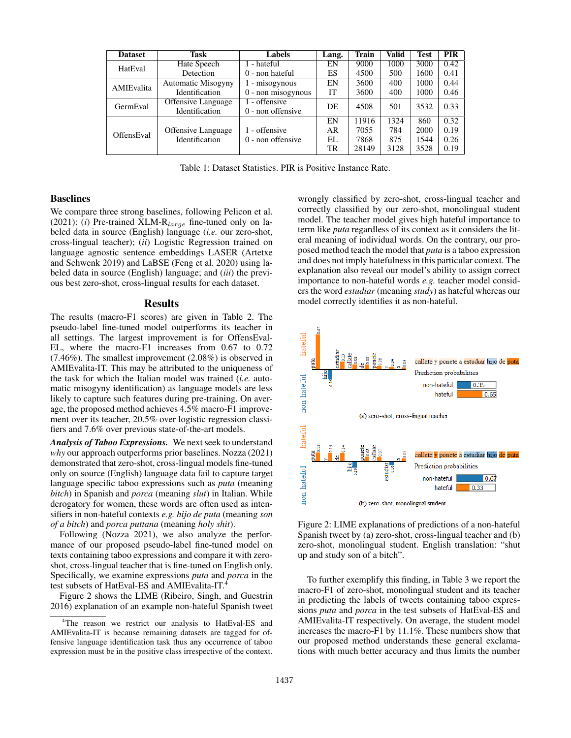| Dataset | Task | Labels | Lang. | Train | Valid | Test | PIR |
|---|---|---|---|---|---|---|---|
| HatEval | Hate Speech Detection | 1 - hateful<br>0 - non hateful | EN | 9000 | 1000 | 3000 | 0.42 |
| | | | ES | 4500 | 500 | 1600 | 0.41 |
| AMIEvalita | Automatic Misogyny Identification | 1 - misogynous<br>0 - non misogynous | EN | 3600 | 400 | 1000 | 0.44 |
| | | | IT | 3600 | 400 | 1000 | 0.46 |
| GermEval | Offensive Language Identification | 1 - offensive<br>0 - non offensive | DE | 4508 | 501 | 3532 | 0.33 |
| OffensEval | Offensive Language Identification | 1 - offensive<br>0 - non offensive | EN | 11916 | 1324 | 860 | 0.32 |
| | | | AR | 7055 | 784 | 2000 | 0.19 |
| | | | EL | 7868 | 875 | 1544 | 0.26 |
| | | | TR | 28149 | 3128 | 3528 | 0.19 |

Table 1: Dataset Statistics. PIR is Positive Instance Rate.

## Baselines

We compare three strong baselines, following Pelicon et al. (2021): (*i*) Pre-trained XLM-$R_{large}$ fine-tuned only on labeled data in source (English) language (*i.e.* our zero-shot, cross-lingual teacher); (*ii*) Logistic Regression trained on language agnostic sentence embeddings LASER (Artetxe and Schwenk 2019) and LaBSE (Feng et al. 2020) using labeled data in source (English) language; and (*iii*) the previous best zero-shot, cross-lingual results for each dataset.

## Results

The results (macro-F1 scores) are given in Table 2. The pseudo-label fine-tuned model outperforms its teacher in all settings. The largest improvement is for OffensEval-EL, where the macro-F1 increases from 0.67 to 0.72 (7.46%). The smallest improvement (2.08%) is observed in AMIEvalita-IT. This may be attributed to the uniqueness of the task for which the Italian model was trained (*i.e.* automatic misogyny identification) as language models are less likely to capture such features during pre-training. On average, the proposed method achieves 4.5% macro-F1 improvement over its teacher, 20.5% over logistic regression classifiers and 7.6% over previous state-of-the-art models.

***Analysis of Taboo Expressions.*** We next seek to understand *why* our approach outperforms prior baselines. Nozza (2021) demonstrated that zero-shot, cross-lingual models fine-tuned only on source (English) language data fail to capture target language specific taboo expressions such as *puta* (meaning *bitch*) in Spanish and *porca* (meaning *slut*) in Italian. While derogatory for women, these words are often used as intensifiers in non-hateful contexts *e.g. hijo de puta* (meaning *son of a bitch*) and *porca puttana* (meaning *holy shit*).

Following (Nozza 2021), we also analyze the performance of our proposed pseudo-label fine-tuned model on texts containing taboo expressions and compare it with zero-shot, cross-lingual teacher that is fine-tuned on English only. Specifically, we examine expressions *puta* and *porca* in the test subsets of HatEval-ES and AMIEvalita-IT.[4]

Figure 2 shows the LIME (Ribeiro, Singh, and Guestrin 2016) explanation of an example non-hateful Spanish tweet wrongly classified by zero-shot, cross-lingual teacher and correctly classified by our zero-shot, monolingual student model. The teacher model gives high hateful importance to term like *puta* regardless of its context as it considers the literal meaning of individual words. On the contrary, our proposed method teach the model that *puta* is a taboo expression and does not imply hatefulness in this particular context. The explanation also reveal our model's ability to assign correct importance to non-hateful words *e.g.* teacher model considers the word *estudiar* (meaning *study*) as hateful whereas our model correctly identifies it as non-hateful.

Figure 2: LIME explanations of predictions of a non-hateful Spanish tweet by (a) zero-shot, cross-lingual teacher and (b) zero-shot, monolingual student. English translation: "shut up and study son of a bitch".

To further exemplify this finding, in Table 3 we report the macro-F1 of zero-shot, monolingual student and its teacher in predicting the labels of tweets containing taboo expressions *puta* and *porca* in the test subsets of HatEval-ES and AMIEvalita-IT respectively. On average, the student model increases the macro-F1 by 11.1%. These numbers show that our proposed method understands these general exclamations with much better accuracy and thus limits the number

[4] The reason we restrict our analysis to HatEval-ES and AMIEvalita-IT is because remaining datasets are tagged for offensive language identification task thus any occurrence of taboo expression must be in the positive class irrespective of the context.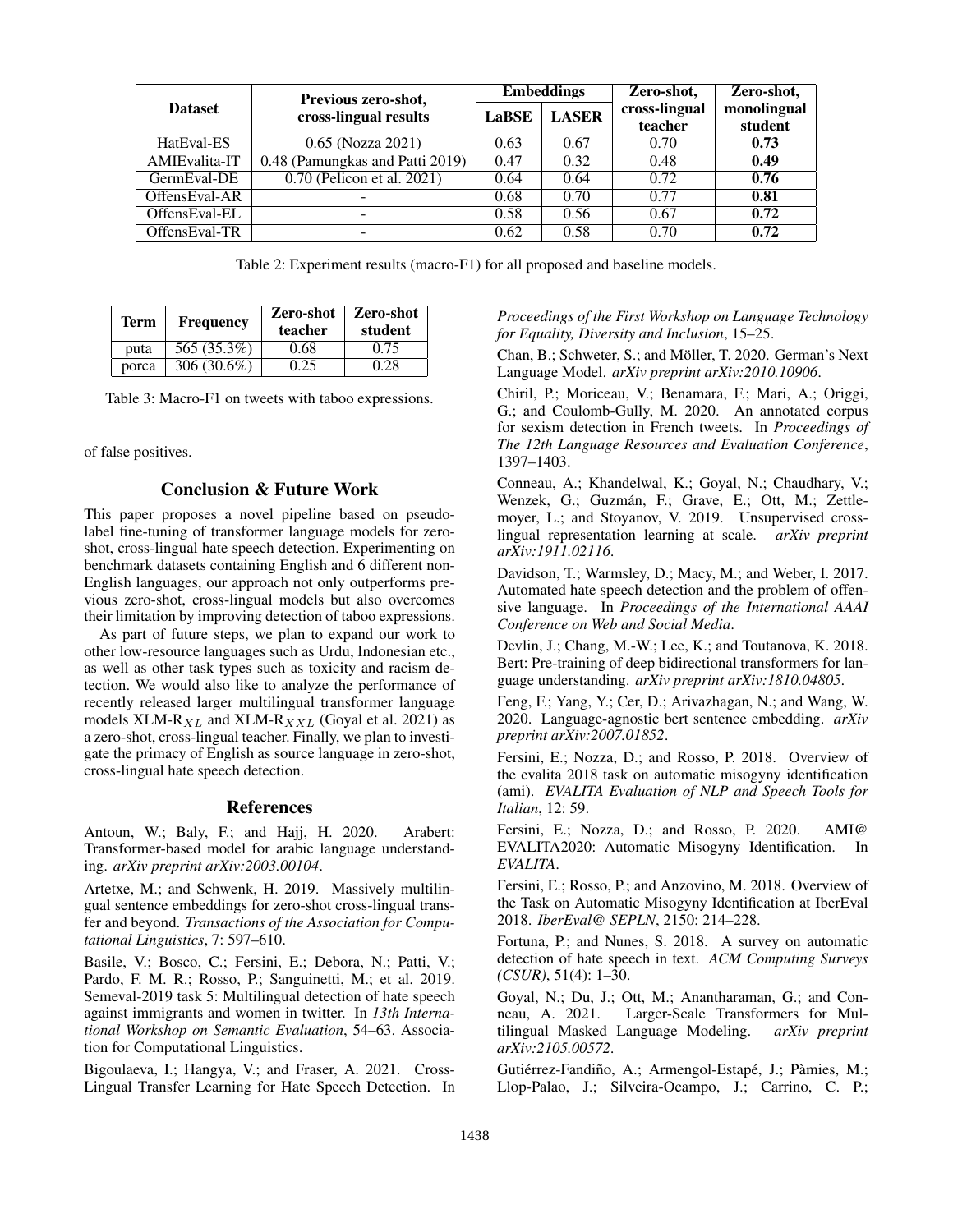| Dataset | Previous zero-shot, cross-lingual results | Embeddings | | Zero-shot, cross-lingual teacher | Zero-shot, monolingual student |
|---|---|---|---|---|---|
| | | LaBSE | LASER | | |
| HatEval-ES | 0.65 (Nozza 2021) | 0.63 | 0.67 | 0.70 | **0.73** |
| AMIEvalita-IT | 0.48 (Pamungkas and Patti 2019) | 0.47 | 0.32 | 0.48 | **0.49** |
| GermEval-DE | 0.70 (Pelicon et al. 2021) | 0.64 | 0.64 | 0.72 | **0.76** |
| OffensEval-AR | - | 0.68 | 0.70 | 0.77 | **0.81** |
| OffensEval-EL | - | 0.58 | 0.56 | 0.67 | **0.72** |
| OffensEval-TR | - | 0.62 | 0.58 | 0.70 | **0.72** |

Table 2: Experiment results (macro-F1) for all proposed and baseline models.

| Term | Frequency | Zero-shot teacher | Zero-shot student |
|---|---|---|---|
| puta | 565 (35.3%) | 0.68 | 0.75 |
| porca | 306 (30.6%) | 0.25 | 0.28 |

Table 3: Macro-F1 on tweets with taboo expressions.

of false positives.

## Conclusion & Future Work

This paper proposes a novel pipeline based on pseudo-label fine-tuning of transformer language models for zero-shot, cross-lingual hate speech detection. Experimenting on benchmark datasets containing English and 6 different non-English languages, our approach not only outperforms previous zero-shot, cross-lingual models but also overcomes their limitation by improving detection of taboo expressions.

As part of future steps, we plan to expand our work to other low-resource languages such as Urdu, Indonesian etc., as well as other task types such as toxicity and racism detection. We would also like to analyze the performance of recently released larger multilingual transformer language models XLM-R$_{XL}$ and XLM-R$_{XXL}$ (Goyal et al. 2021) as a zero-shot, cross-lingual teacher. Finally, we plan to investigate the primacy of English as source language in zero-shot, cross-lingual hate speech detection.

## References

Antoun, W.; Baly, F.; and Hajj, H. 2020. Arabert: Transformer-based model for arabic language understanding. *arXiv preprint arXiv:2003.00104*.

Artetxe, M.; and Schwenk, H. 2019. Massively multilingual sentence embeddings for zero-shot cross-lingual transfer and beyond. *Transactions of the Association for Computational Linguistics*, 7: 597–610.

Basile, V.; Bosco, C.; Fersini, E.; Debora, N.; Patti, V.; Pardo, F. M. R.; Rosso, P.; Sanguinetti, M.; et al. 2019. Semeval-2019 task 5: Multilingual detection of hate speech against immigrants and women in twitter. In *13th International Workshop on Semantic Evaluation*, 54–63. Association for Computational Linguistics.

Bigoulaeva, I.; Hangya, V.; and Fraser, A. 2021. Cross-Lingual Transfer Learning for Hate Speech Detection. In *Proceedings of the First Workshop on Language Technology for Equality, Diversity and Inclusion*, 15–25.

Chan, B.; Schweter, S.; and Möller, T. 2020. German's Next Language Model. *arXiv preprint arXiv:2010.10906*.

Chiril, P.; Moriceau, V.; Benamara, F.; Mari, A.; Origgi, G.; and Coulomb-Gully, M. 2020. An annotated corpus for sexism detection in French tweets. In *Proceedings of The 12th Language Resources and Evaluation Conference*, 1397–1403.

Conneau, A.; Khandelwal, K.; Goyal, N.; Chaudhary, V.; Wenzek, G.; Guzmán, F.; Grave, E.; Ott, M.; Zettlemoyer, L.; and Stoyanov, V. 2019. Unsupervised cross-lingual representation learning at scale. *arXiv preprint arXiv:1911.02116*.

Davidson, T.; Warmsley, D.; Macy, M.; and Weber, I. 2017. Automated hate speech detection and the problem of offensive language. In *Proceedings of the International AAAI Conference on Web and Social Media*.

Devlin, J.; Chang, M.-W.; Lee, K.; and Toutanova, K. 2018. Bert: Pre-training of deep bidirectional transformers for language understanding. *arXiv preprint arXiv:1810.04805*.

Feng, F.; Yang, Y.; Cer, D.; Arivazhagan, N.; and Wang, W. 2020. Language-agnostic bert sentence embedding. *arXiv preprint arXiv:2007.01852*.

Fersini, E.; Nozza, D.; and Rosso, P. 2018. Overview of the evalita 2018 task on automatic misogyny identification (ami). *EVALITA Evaluation of NLP and Speech Tools for Italian*, 12: 59.

Fersini, E.; Nozza, D.; and Rosso, P. 2020. AMI@ EVALITA2020: Automatic Misogyny Identification. In *EVALITA*.

Fersini, E.; Rosso, P.; and Anzovino, M. 2018. Overview of the Task on Automatic Misogyny Identification at IberEval 2018. *IberEval@ SEPLN*, 2150: 214–228.

Fortuna, P.; and Nunes, S. 2018. A survey on automatic detection of hate speech in text. *ACM Computing Surveys (CSUR)*, 51(4): 1–30.

Goyal, N.; Du, J.; Ott, M.; Anantharaman, G.; and Conneau, A. 2021. Larger-Scale Transformers for Multilingual Masked Language Modeling. *arXiv preprint arXiv:2105.00572*.

Gutiérrez-Fandiño, A.; Armengol-Estapé, J.; Pàmies, M.; Llop-Palao, J.; Silveira-Ocampo, J.; Carrino, C. P.;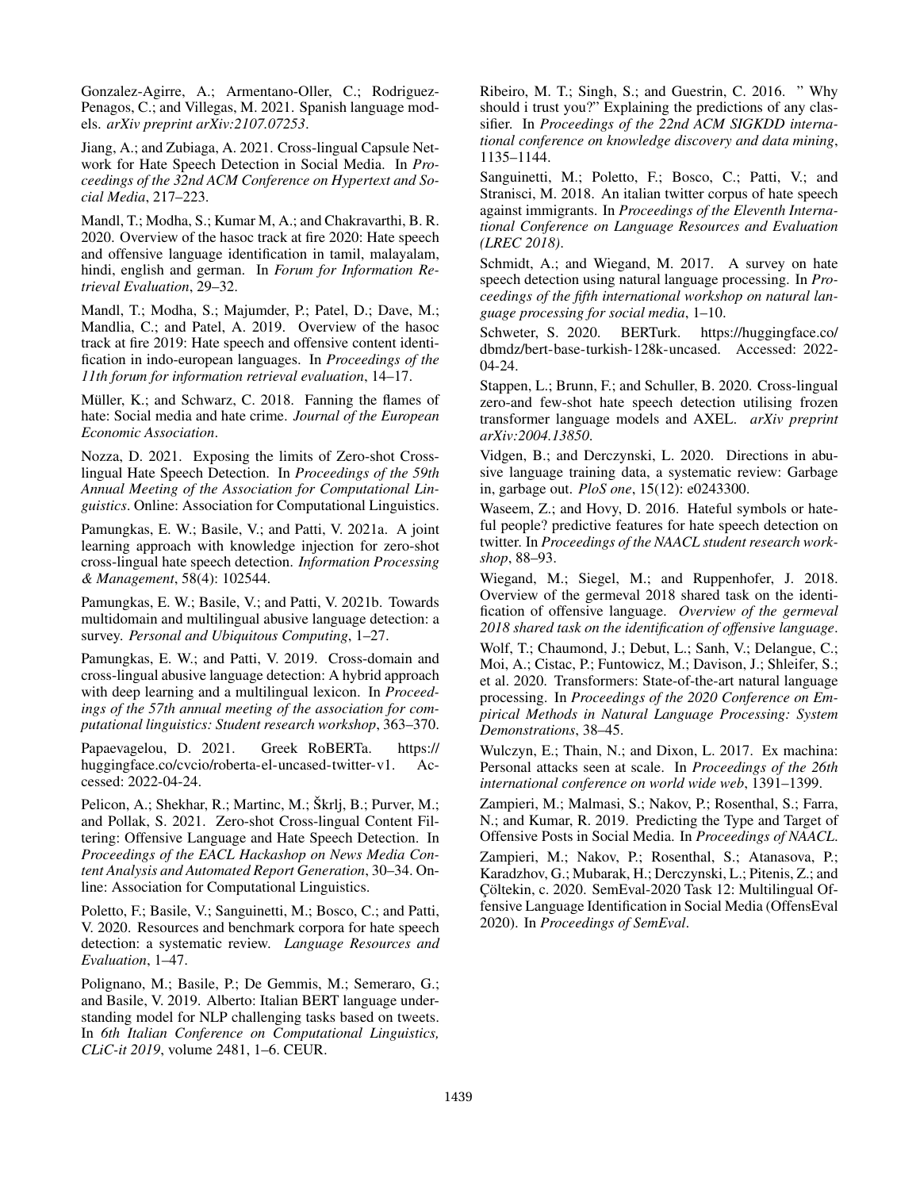Gonzalez-Agirre, A.; Armentano-Oller, C.; Rodriguez-Penagos, C.; and Villegas, M. 2021. Spanish language models. *arXiv preprint arXiv:2107.07253*.

Jiang, A.; and Zubiaga, A. 2021. Cross-lingual Capsule Network for Hate Speech Detection in Social Media. In *Proceedings of the 32nd ACM Conference on Hypertext and Social Media*, 217–223.

Mandl, T.; Modha, S.; Kumar M, A.; and Chakravarthi, B. R. 2020. Overview of the hasoc track at fire 2020: Hate speech and offensive language identification in tamil, malayalam, hindi, english and german. In *Forum for Information Retrieval Evaluation*, 29–32.

Mandl, T.; Modha, S.; Majumder, P.; Patel, D.; Dave, M.; Mandlia, C.; and Patel, A. 2019. Overview of the hasoc track at fire 2019: Hate speech and offensive content identification in indo-european languages. In *Proceedings of the 11th forum for information retrieval evaluation*, 14–17.

Müller, K.; and Schwarz, C. 2018. Fanning the flames of hate: Social media and hate crime. *Journal of the European Economic Association*.

Nozza, D. 2021. Exposing the limits of Zero-shot Cross-lingual Hate Speech Detection. In *Proceedings of the 59th Annual Meeting of the Association for Computational Linguistics*. Online: Association for Computational Linguistics.

Pamungkas, E. W.; Basile, V.; and Patti, V. 2021a. A joint learning approach with knowledge injection for zero-shot cross-lingual hate speech detection. *Information Processing & Management*, 58(4): 102544.

Pamungkas, E. W.; Basile, V.; and Patti, V. 2021b. Towards multidomain and multilingual abusive language detection: a survey. *Personal and Ubiquitous Computing*, 1–27.

Pamungkas, E. W.; and Patti, V. 2019. Cross-domain and cross-lingual abusive language detection: A hybrid approach with deep learning and a multilingual lexicon. In *Proceedings of the 57th annual meeting of the association for computational linguistics: Student research workshop*, 363–370.

Papaevagelou, D. 2021. Greek RoBERTa. https://huggingface.co/cvcio/roberta-el-uncased-twitter-v1. Accessed: 2022-04-24.

Pelicon, A.; Shekhar, R.; Martinc, M.; Škrlj, B.; Purver, M.; and Pollak, S. 2021. Zero-shot Cross-lingual Content Filtering: Offensive Language and Hate Speech Detection. In *Proceedings of the EACL Hackashop on News Media Content Analysis and Automated Report Generation*, 30–34. Online: Association for Computational Linguistics.

Poletto, F.; Basile, V.; Sanguinetti, M.; Bosco, C.; and Patti, V. 2020. Resources and benchmark corpora for hate speech detection: a systematic review. *Language Resources and Evaluation*, 1–47.

Polignano, M.; Basile, P.; De Gemmis, M.; Semeraro, G.; and Basile, V. 2019. Alberto: Italian BERT language understanding model for NLP challenging tasks based on tweets. In *6th Italian Conference on Computational Linguistics, CLiC-it 2019*, volume 2481, 1–6. CEUR.

Ribeiro, M. T.; Singh, S.; and Guestrin, C. 2016. " Why should i trust you?" Explaining the predictions of any classifier. In *Proceedings of the 22nd ACM SIGKDD international conference on knowledge discovery and data mining*, 1135–1144.

Sanguinetti, M.; Poletto, F.; Bosco, C.; Patti, V.; and Stranisci, M. 2018. An italian twitter corpus of hate speech against immigrants. In *Proceedings of the Eleventh International Conference on Language Resources and Evaluation (LREC 2018)*.

Schmidt, A.; and Wiegand, M. 2017. A survey on hate speech detection using natural language processing. In *Proceedings of the fifth international workshop on natural language processing for social media*, 1–10.

Schweter, S. 2020. BERTurk. https://huggingface.co/dbmdz/bert-base-turkish-128k-uncased. Accessed: 2022-04-24.

Stappen, L.; Brunn, F.; and Schuller, B. 2020. Cross-lingual zero-and few-shot hate speech detection utilising frozen transformer language models and AXEL. *arXiv preprint arXiv:2004.13850*.

Vidgen, B.; and Derczynski, L. 2020. Directions in abusive language training data, a systematic review: Garbage in, garbage out. *PloS one*, 15(12): e0243300.

Waseem, Z.; and Hovy, D. 2016. Hateful symbols or hateful people? predictive features for hate speech detection on twitter. In *Proceedings of the NAACL student research workshop*, 88–93.

Wiegand, M.; Siegel, M.; and Ruppenhofer, J. 2018. Overview of the germeval 2018 shared task on the identification of offensive language. *Overview of the germeval 2018 shared task on the identification of offensive language*.

Wolf, T.; Chaumond, J.; Debut, L.; Sanh, V.; Delangue, C.; Moi, A.; Cistac, P.; Funtowicz, M.; Davison, J.; Shleifer, S.; et al. 2020. Transformers: State-of-the-art natural language processing. In *Proceedings of the 2020 Conference on Empirical Methods in Natural Language Processing: System Demonstrations*, 38–45.

Wulczyn, E.; Thain, N.; and Dixon, L. 2017. Ex machina: Personal attacks seen at scale. In *Proceedings of the 26th international conference on world wide web*, 1391–1399.

Zampieri, M.; Malmasi, S.; Nakov, P.; Rosenthal, S.; Farra, N.; and Kumar, R. 2019. Predicting the Type and Target of Offensive Posts in Social Media. In *Proceedings of NAACL*.

Zampieri, M.; Nakov, P.; Rosenthal, S.; Atanasova, P.; Karadzhov, G.; Mubarak, H.; Derczynski, L.; Pitenis, Z.; and Çöltekin, ç. 2020. SemEval-2020 Task 12: Multilingual Offensive Language Identification in Social Media (OffensEval 2020). In *Proceedings of SemEval*.